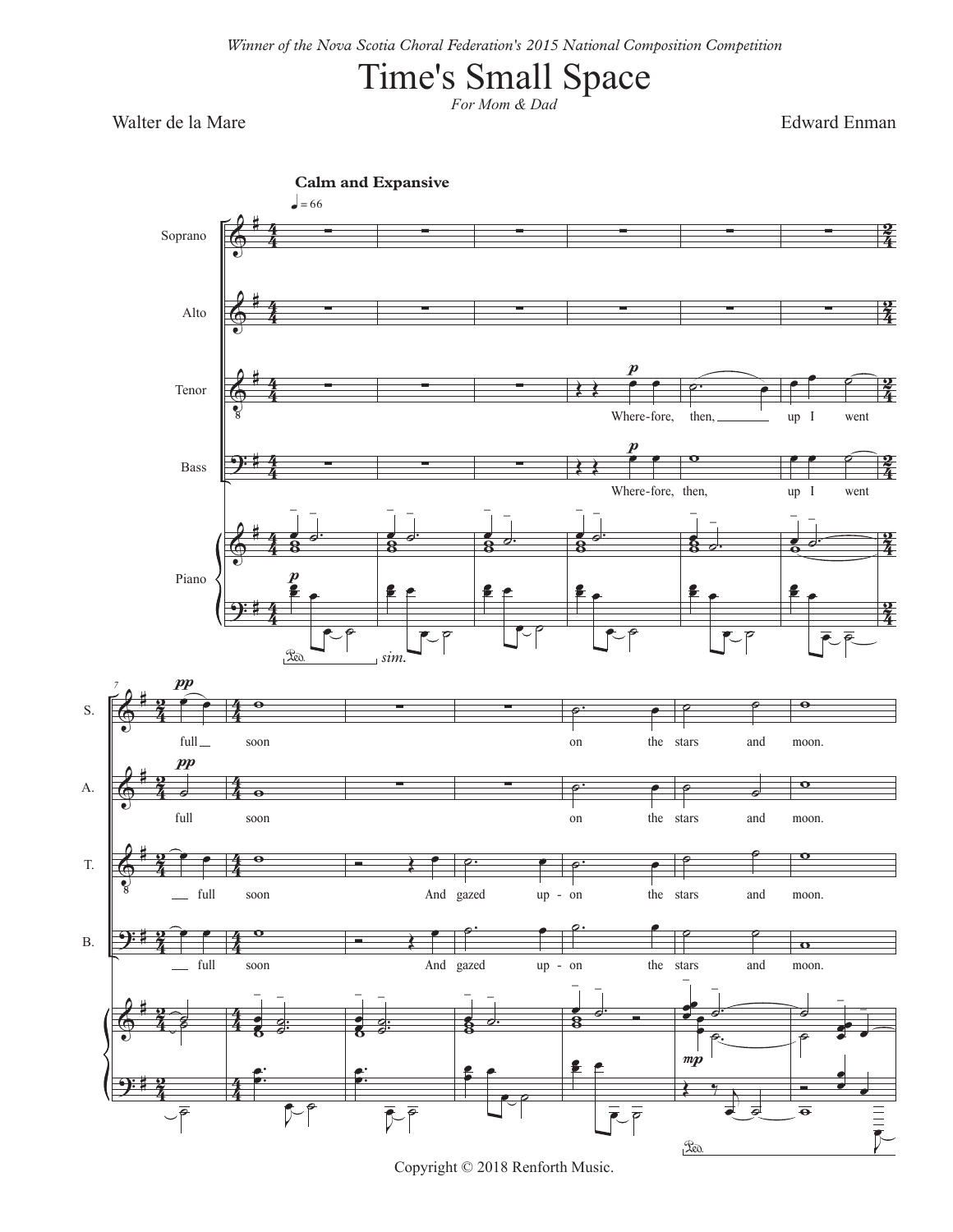*Winner of the Nova Scotia Choral Federation's 2015 National Composition Competition*

# Time's Small Space

*For Mom & Dad*

Walter de la Mare

Edward Enman

**Calm and Expansive**

♩ = 66

Soprano

Alto

Tenor

Bass

Piano

Where-fore, then, up I went full soon

And gazed up - on the stars and moon.

on the stars and moon.

*sim.*

Copyright © 2018 Renforth Music.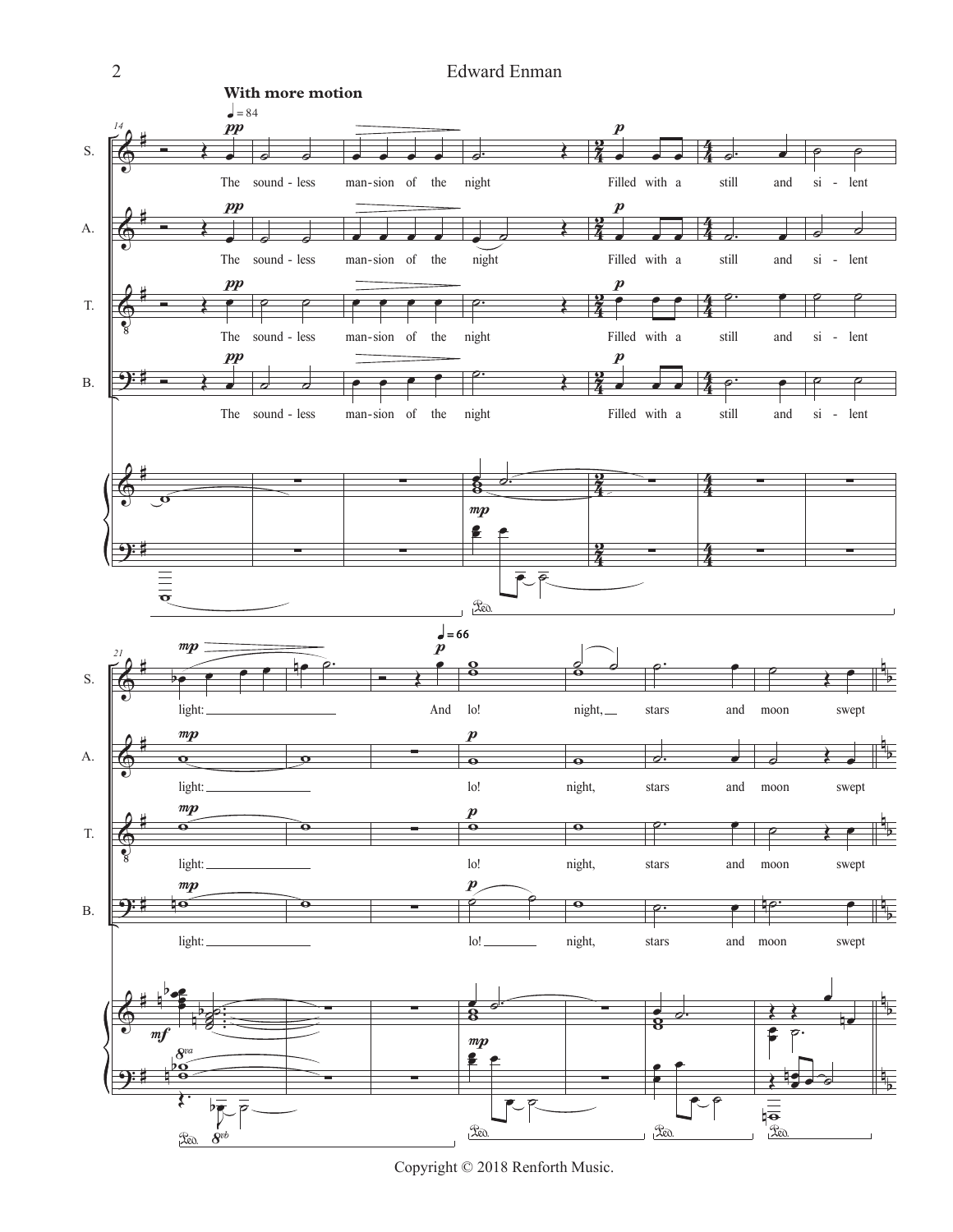Copyright © 2018 Renforth Music.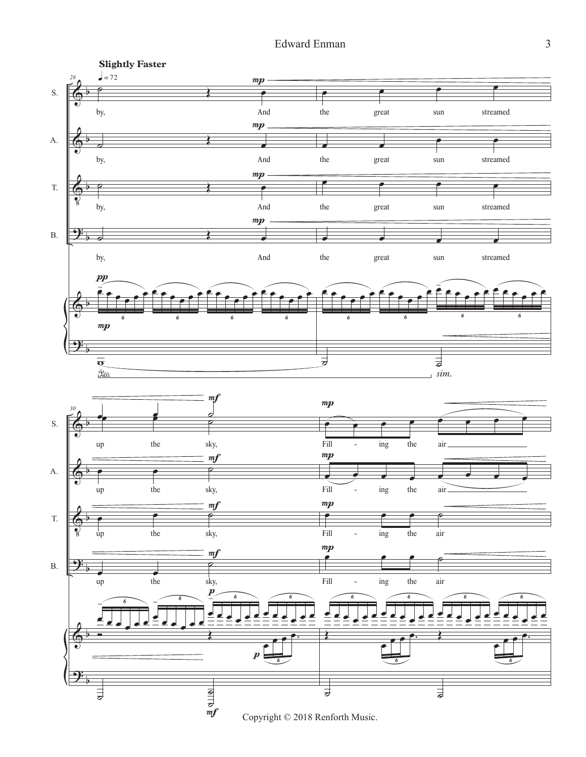**Slightly Faster**

♩ = 72

by, And the great sun streamed up the sky, Fill - ing the air

Copyright © 2018 Renforth Music.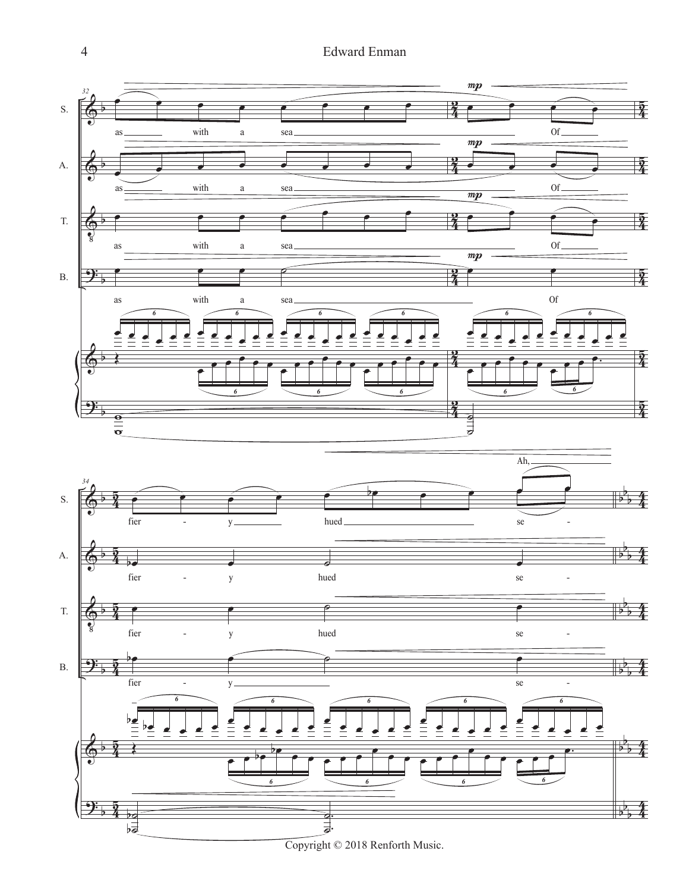Copyright © 2018 Renforth Music.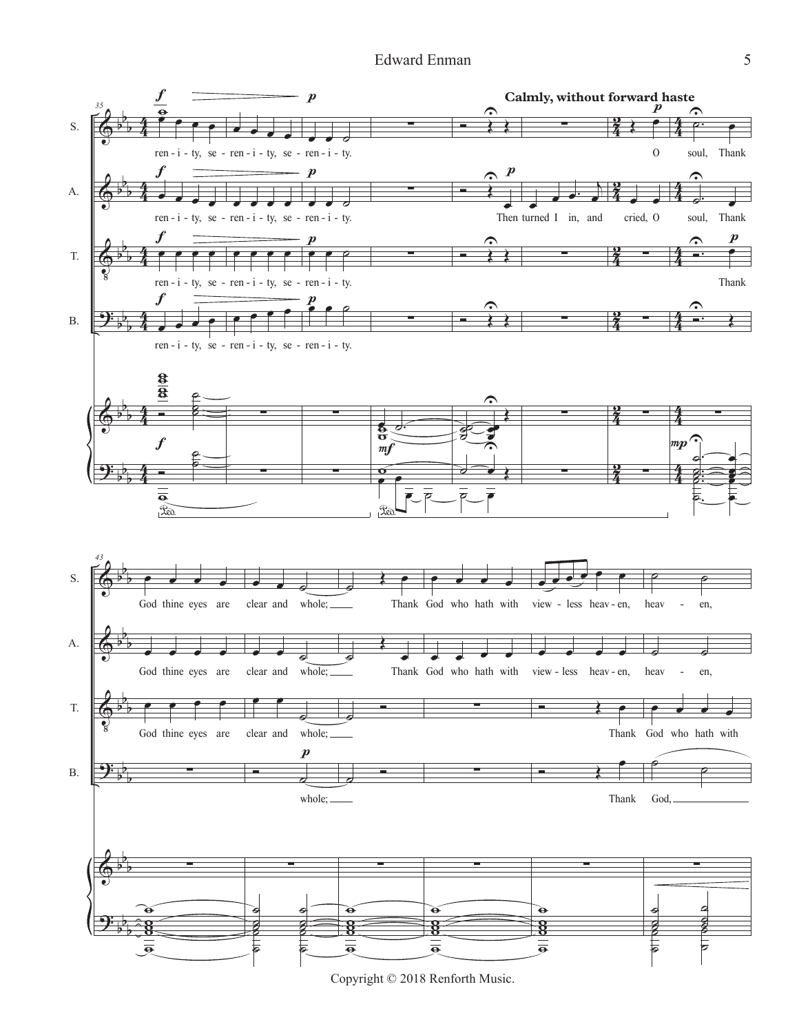Calmly, without forward haste

S. ren - i - ty, se - ren - i - ty, se - ren - i - ty. O soul, Thank

A. ren - i - ty, se - ren - i - ty, se - ren - i - ty. Then turned I in, and cried, O soul, Thank

T. ren - i - ty, se - ren - i - ty, se - ren - i - ty. Thank

B. ren - i - ty, se - ren - i - ty, se - ren - i - ty.

S. God thine eyes are clear and whole; Thank God who hath with view - less heav - en, heav - en,

A. God thine eyes are clear and whole; Thank God who hath with view - less heav - en, heav - en,

T. God thine eyes are clear and whole; Thank God who hath with

B. whole; Thank God,

Copyright © 2018 Renforth Music.